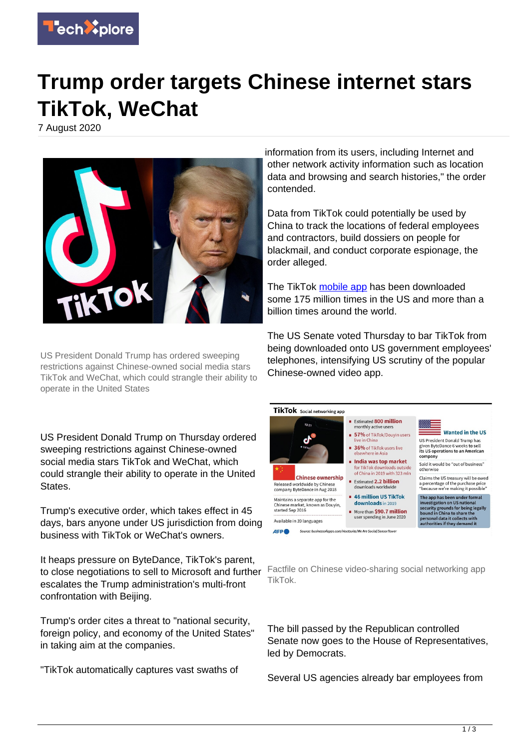# Trump order targets Chinese internet stars TikTok, WeChat

7 August 2020

US President Donald Trump has ordered sweeping restrictions against Chinese-owned social media stars TikTok and WeChat, which could strangle their ability to operate in the United States

US President Donald Trump on Thursday ordered sweeping restrictions against Chinese-owned social media stars TikTok and WeChat, which could strangle their ability to operate in the United States.

Trump's executive order, which takes effect in 45 days, bars anyone under US jurisdiction from doing business with TikTok or WeChat's owners.

It heaps pressure on ByteDance, TikTok's parent, to close negotiations to sell to Microsoft and further escalates the Trump administration's multi-front confrontation with Beijing.

Trump's order cites a threat to "national security, foreign policy, and economy of the United States" in taking aim at the companies.

"TikTok automatically captures vast swaths of information from its users, including Internet and other network activity information such as location data and browsing and search histories," the order contended.

Data from TikTok could potentially be used by China to track the locations of federal employees and contractors, build dossiers on people for blackmail, and conduct corporate espionage, the order alleged.

The TikTok mobile app has been downloaded some 175 million times in the US and more than a billion times around the world.

The US Senate voted Thursday to bar TikTok from being downloaded onto US government employees' telephones, intensifying US scrutiny of the popular Chinese-owned video app.

Factfile on Chinese video-sharing social networking app TikTok.

The bill passed by the Republican controlled Senate now goes to the House of Representatives, led by Democrats.

Several US agencies already bar employees from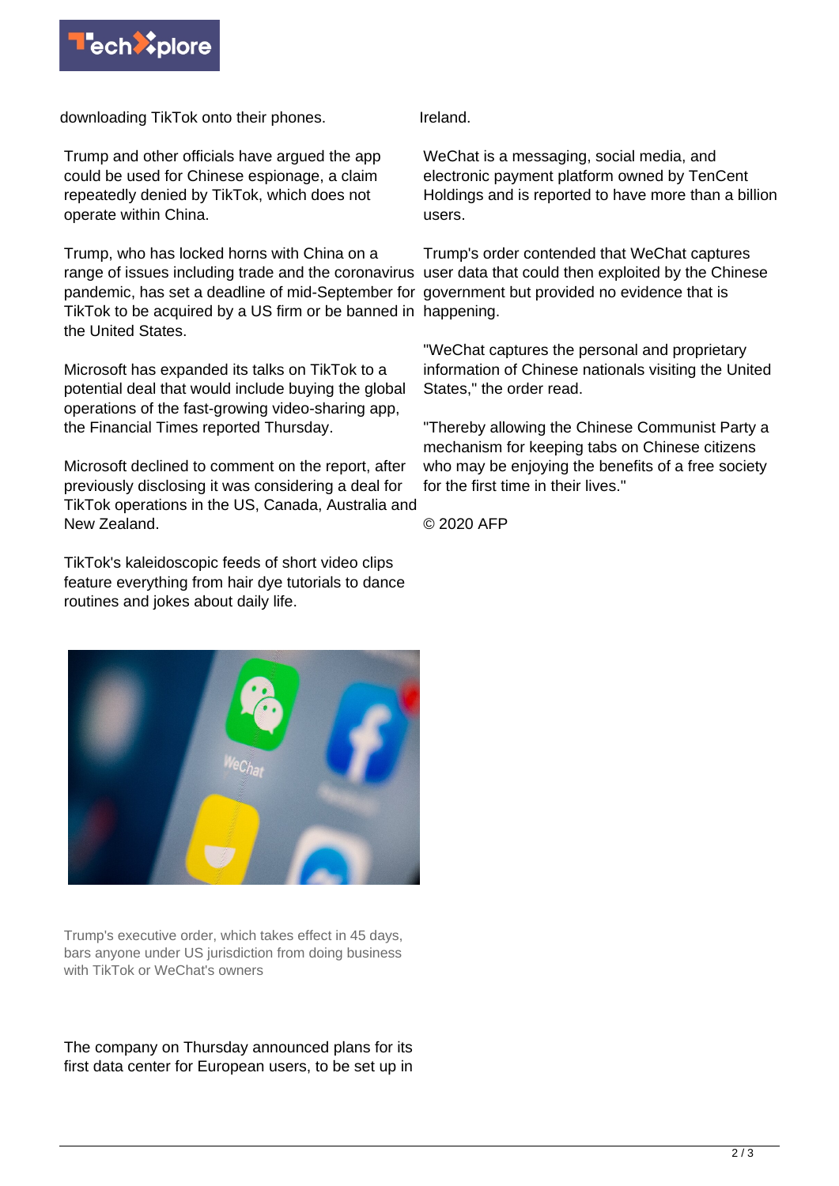downloading TikTok onto their phones.

Trump and other officials have argued the app could be used for Chinese espionage, a claim repeatedly denied by TikTok, which does not operate within China.

Trump, who has locked horns with China on a range of issues including trade and the coronavirus pandemic, has set a deadline of mid-September for TikTok to be acquired by a US firm or be banned in the United States.

Microsoft has expanded its talks on TikTok to a potential deal that would include buying the global operations of the fast-growing video-sharing app, the Financial Times reported Thursday.

Microsoft declined to comment on the report, after previously disclosing it was considering a deal for TikTok operations in the US, Canada, Australia and New Zealand.

TikTok's kaleidoscopic feeds of short video clips feature everything from hair dye tutorials to dance routines and jokes about daily life.

Trump's executive order, which takes effect in 45 days, bars anyone under US jurisdiction from doing business with TikTok or WeChat's owners

The company on Thursday announced plans for its first data center for European users, to be set up in Ireland.

WeChat is a messaging, social media, and electronic payment platform owned by TenCent Holdings and is reported to have more than a billion users.

Trump's order contended that WeChat captures user data that could then exploited by the Chinese government but provided no evidence that is happening.

"WeChat captures the personal and proprietary information of Chinese nationals visiting the United States," the order read.

"Thereby allowing the Chinese Communist Party a mechanism for keeping tabs on Chinese citizens who may be enjoying the benefits of a free society for the first time in their lives."

© 2020 AFP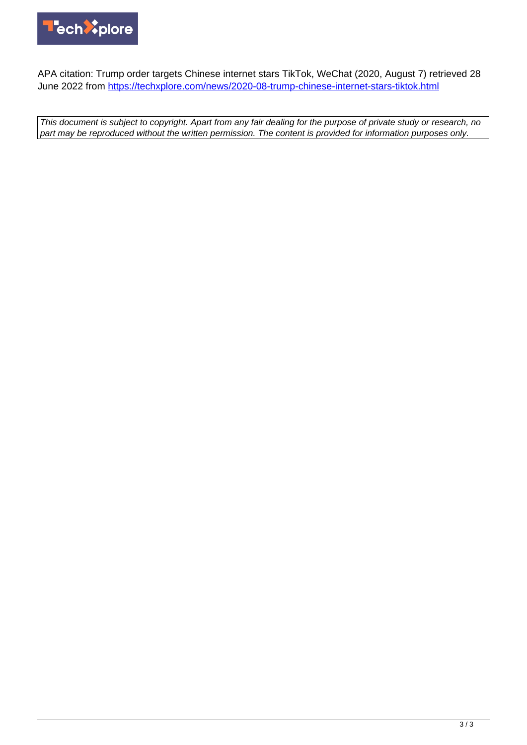APA citation: Trump order targets Chinese internet stars TikTok, WeChat (2020, August 7) retrieved 28 June 2022 from https://techxplore.com/news/2020-08-trump-chinese-internet-stars-tiktok.html

*This document is subject to copyright. Apart from any fair dealing for the purpose of private study or research, no part may be reproduced without the written permission. The content is provided for information purposes only.*